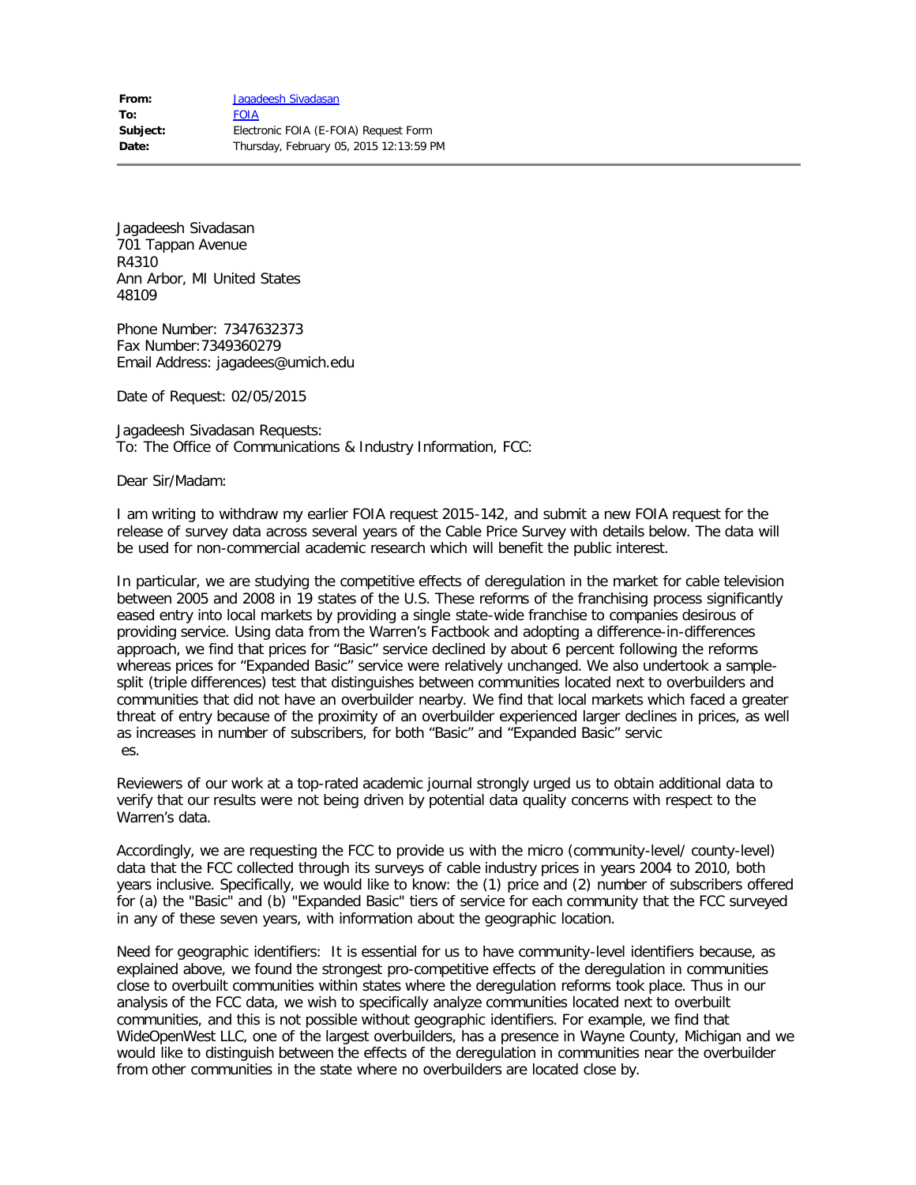| | |
|---|---|
| **From:** | Jagadeesh Sivadasan |
| **To:** | FOIA |
| **Subject:** | Electronic FOIA (E-FOIA) Request Form |
| **Date:** | Thursday, February 05, 2015 12:13:59 PM |

Jagadeesh Sivadasan
701 Tappan Avenue
R4310
Ann Arbor, MI United States
48109

Phone Number: 7347632373
Fax Number:7349360279
Email Address: jagadees@umich.edu

Date of Request: 02/05/2015

Jagadeesh Sivadasan Requests:
To: The Office of Communications & Industry Information, FCC:

Dear Sir/Madam:

I am writing to withdraw my earlier FOIA request 2015-142, and submit a new FOIA request for the release of survey data across several years of the Cable Price Survey with details below. The data will be used for non-commercial academic research which will benefit the public interest.

In particular, we are studying the competitive effects of deregulation in the market for cable television between 2005 and 2008 in 19 states of the U.S. These reforms of the franchising process significantly eased entry into local markets by providing a single state-wide franchise to companies desirous of providing service. Using data from the Warren's Factbook and adopting a difference-in-differences approach, we find that prices for "Basic" service declined by about 6 percent following the reforms whereas prices for "Expanded Basic" service were relatively unchanged. We also undertook a sample-split (triple differences) test that distinguishes between communities located next to overbuilders and communities that did not have an overbuilder nearby. We find that local markets which faced a greater threat of entry because of the proximity of an overbuilder experienced larger declines in prices, as well as increases in number of subscribers, for both "Basic" and "Expanded Basic" servic es.

Reviewers of our work at a top-rated academic journal strongly urged us to obtain additional data to verify that our results were not being driven by potential data quality concerns with respect to the Warren's data.

Accordingly, we are requesting the FCC to provide us with the micro (community-level/ county-level) data that the FCC collected through its surveys of cable industry prices in years 2004 to 2010, both years inclusive. Specifically, we would like to know: the (1) price and (2) number of subscribers offered for (a) the "Basic" and (b) "Expanded Basic" tiers of service for each community that the FCC surveyed in any of these seven years, with information about the geographic location.

Need for geographic identifiers: It is essential for us to have community-level identifiers because, as explained above, we found the strongest pro-competitive effects of the deregulation in communities close to overbuilt communities within states where the deregulation reforms took place. Thus in our analysis of the FCC data, we wish to specifically analyze communities located next to overbuilt communities, and this is not possible without geographic identifiers. For example, we find that WideOpenWest LLC, one of the largest overbuilders, has a presence in Wayne County, Michigan and we would like to distinguish between the effects of the deregulation in communities near the overbuilder from other communities in the state where no overbuilders are located close by.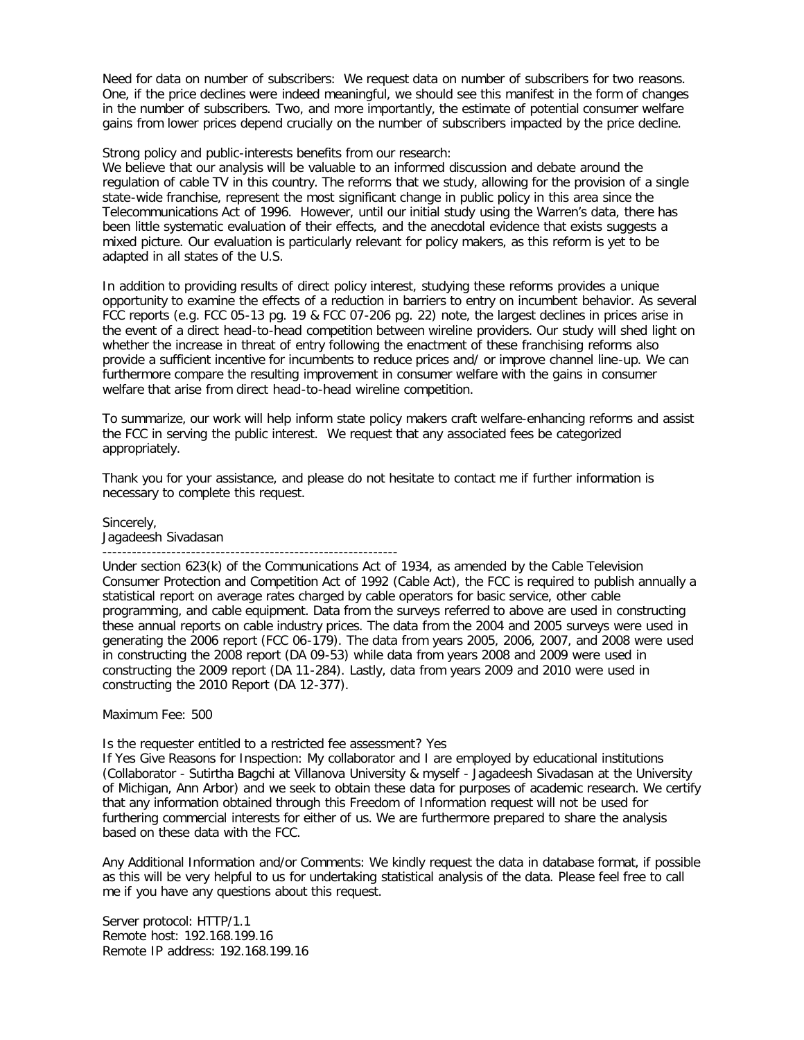Need for data on number of subscribers: We request data on number of subscribers for two reasons. One, if the price declines were indeed meaningful, we should see this manifest in the form of changes in the number of subscribers. Two, and more importantly, the estimate of potential consumer welfare gains from lower prices depend crucially on the number of subscribers impacted by the price decline.

Strong policy and public-interests benefits from our research:
We believe that our analysis will be valuable to an informed discussion and debate around the regulation of cable TV in this country. The reforms that we study, allowing for the provision of a single state-wide franchise, represent the most significant change in public policy in this area since the Telecommunications Act of 1996. However, until our initial study using the Warren's data, there has been little systematic evaluation of their effects, and the anecdotal evidence that exists suggests a mixed picture. Our evaluation is particularly relevant for policy makers, as this reform is yet to be adapted in all states of the U.S.

In addition to providing results of direct policy interest, studying these reforms provides a unique opportunity to examine the effects of a reduction in barriers to entry on incumbent behavior. As several FCC reports (e.g. FCC 05-13 pg. 19 & FCC 07-206 pg. 22) note, the largest declines in prices arise in the event of a direct head-to-head competition between wireline providers. Our study will shed light on whether the increase in threat of entry following the enactment of these franchising reforms also provide a sufficient incentive for incumbents to reduce prices and/ or improve channel line-up. We can furthermore compare the resulting improvement in consumer welfare with the gains in consumer welfare that arise from direct head-to-head wireline competition.

To summarize, our work will help inform state policy makers craft welfare-enhancing reforms and assist the FCC in serving the public interest. We request that any associated fees be categorized appropriately.

Thank you for your assistance, and please do not hesitate to contact me if further information is necessary to complete this request.

Sincerely,
Jagadeesh Sivadasan

------------------------------------------------------------

Under section 623(k) of the Communications Act of 1934, as amended by the Cable Television Consumer Protection and Competition Act of 1992 (Cable Act), the FCC is required to publish annually a statistical report on average rates charged by cable operators for basic service, other cable programming, and cable equipment. Data from the surveys referred to above are used in constructing these annual reports on cable industry prices. The data from the 2004 and 2005 surveys were used in generating the 2006 report (FCC 06-179). The data from years 2005, 2006, 2007, and 2008 were used in constructing the 2008 report (DA 09-53) while data from years 2008 and 2009 were used in constructing the 2009 report (DA 11-284). Lastly, data from years 2009 and 2010 were used in constructing the 2010 Report (DA 12-377).

Maximum Fee: 500

Is the requester entitled to a restricted fee assessment? Yes
If Yes Give Reasons for Inspection: My collaborator and I are employed by educational institutions (Collaborator - Sutirtha Bagchi at Villanova University & myself - Jagadeesh Sivadasan at the University of Michigan, Ann Arbor) and we seek to obtain these data for purposes of academic research. We certify that any information obtained through this Freedom of Information request will not be used for furthering commercial interests for either of us. We are furthermore prepared to share the analysis based on these data with the FCC.

Any Additional Information and/or Comments: We kindly request the data in database format, if possible as this will be very helpful to us for undertaking statistical analysis of the data. Please feel free to call me if you have any questions about this request.

Server protocol: HTTP/1.1
Remote host: 192.168.199.16
Remote IP address: 192.168.199.16